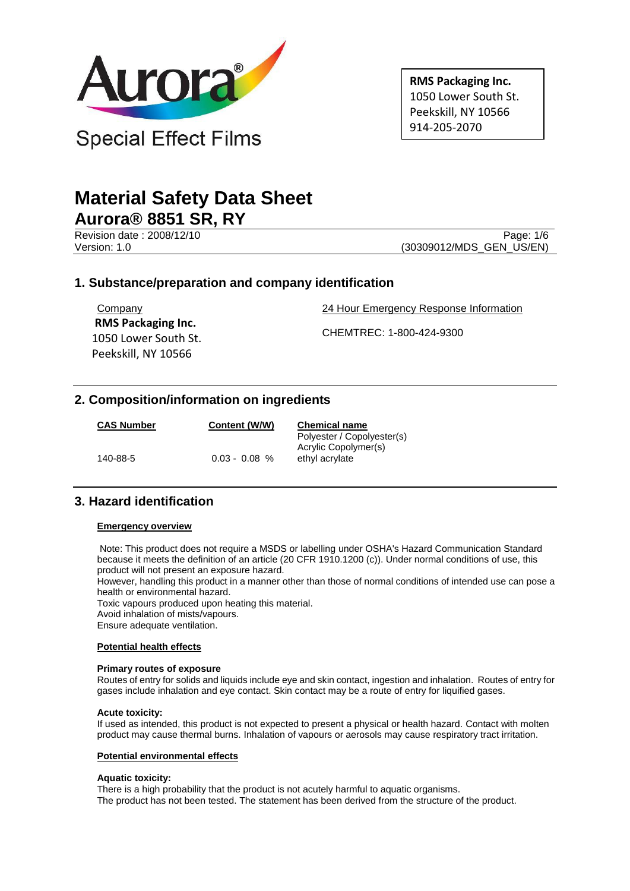Aurora®

Special Effect Films

**RMS Packaging Inc.**
1050 Lower South St.
Peekskill, NY 10566
914-205-2070

# Material Safety Data Sheet

## Aurora® 8851 SR, RY

Revision date : 2008/12/10
Version: 1.0

(30309012/MDS_GEN_US/EN)

## 1. Substance/preparation and company identification

Company
**RMS Packaging Inc.**
1050 Lower South St.
Peekskill, NY 10566

24 Hour Emergency Response Information

CHEMTREC: 1-800-424-9300

## 2. Composition/information on ingredients

| CAS Number | Content (W/W) | Chemical name |
|---|---|---|
| | | Polyester / Copolyester(s) |
| | | Acrylic Copolymer(s) |
| 140-88-5 | 0.03 - 0.08 % | ethyl acrylate |

## 3. Hazard identification

**Emergency overview**

Note: This product does not require a MSDS or labelling under OSHA's Hazard Communication Standard because it meets the definition of an article (20 CFR 1910.1200 (c)). Under normal conditions of use, this product will not present an exposure hazard.
However, handling this product in a manner other than those of normal conditions of intended use can pose a health or environmental hazard.
Toxic vapours produced upon heating this material.
Avoid inhalation of mists/vapours.
Ensure adequate ventilation.

**Potential health effects**

**Primary routes of exposure**
Routes of entry for solids and liquids include eye and skin contact, ingestion and inhalation. Routes of entry for gases include inhalation and eye contact. Skin contact may be a route of entry for liquified gases.

**Acute toxicity:**
If used as intended, this product is not expected to present a physical or health hazard. Contact with molten product may cause thermal burns. Inhalation of vapours or aerosols may cause respiratory tract irritation.

**Potential environmental effects**

**Aquatic toxicity:**
There is a high probability that the product is not acutely harmful to aquatic organisms.
The product has not been tested. The statement has been derived from the structure of the product.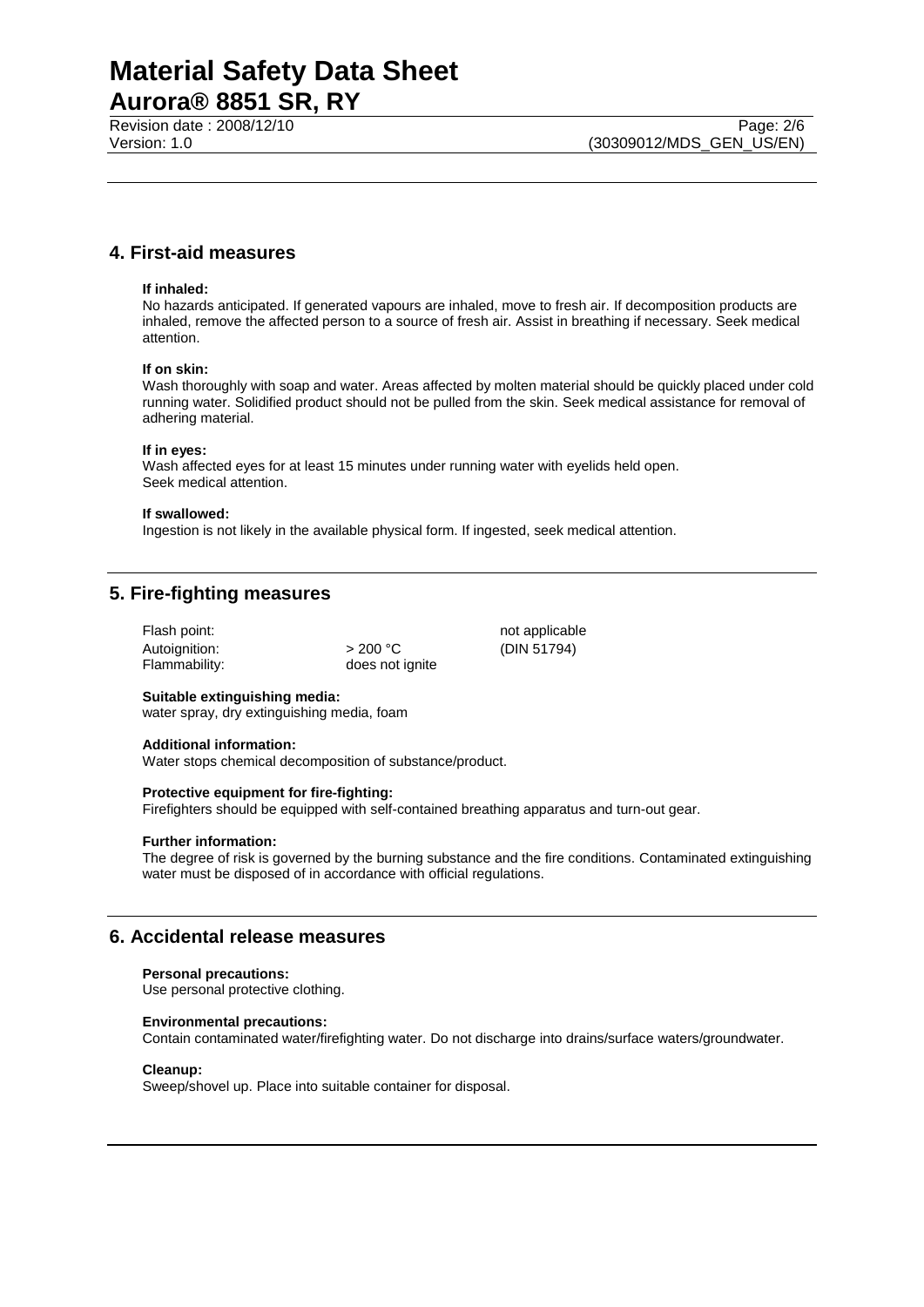## 4. First-aid measures

**If inhaled:**
No hazards anticipated. If generated vapours are inhaled, move to fresh air. If decomposition products are inhaled, remove the affected person to a source of fresh air. Assist in breathing if necessary. Seek medical attention.

**If on skin:**
Wash thoroughly with soap and water. Areas affected by molten material should be quickly placed under cold running water. Solidified product should not be pulled from the skin. Seek medical assistance for removal of adhering material.

**If in eyes:**
Wash affected eyes for at least 15 minutes under running water with eyelids held open.
Seek medical attention.

**If swallowed:**
Ingestion is not likely in the available physical form. If ingested, seek medical attention.

## 5. Fire-fighting measures

| | | |
|---|---|---|
| Flash point: | | not applicable |
| Autoignition: | > 200 °C | (DIN 51794) |
| Flammability: | does not ignite | |

**Suitable extinguishing media:**
water spray, dry extinguishing media, foam

**Additional information:**
Water stops chemical decomposition of substance/product.

**Protective equipment for fire-fighting:**
Firefighters should be equipped with self-contained breathing apparatus and turn-out gear.

**Further information:**
The degree of risk is governed by the burning substance and the fire conditions. Contaminated extinguishing water must be disposed of in accordance with official regulations.

## 6. Accidental release measures

**Personal precautions:**
Use personal protective clothing.

**Environmental precautions:**
Contain contaminated water/firefighting water. Do not discharge into drains/surface waters/groundwater.

**Cleanup:**
Sweep/shovel up. Place into suitable container for disposal.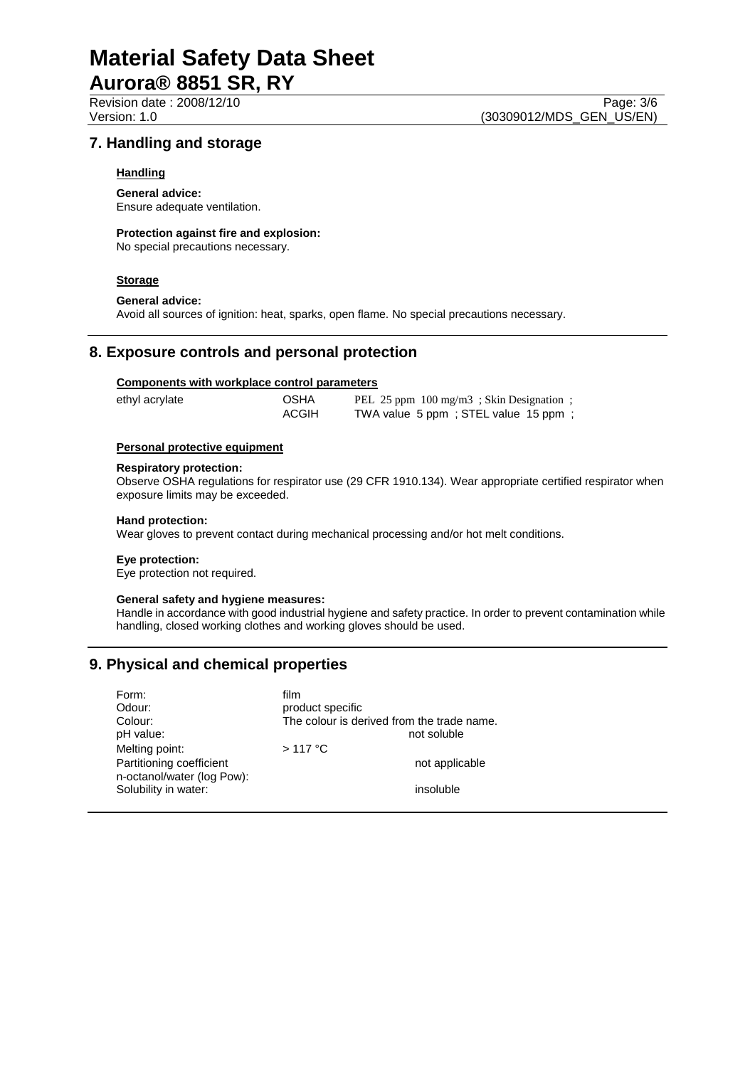## 7. Handling and storage

### Handling

**General advice:**
Ensure adequate ventilation.

**Protection against fire and explosion:**
No special precautions necessary.

### Storage

**General advice:**
Avoid all sources of ignition: heat, sparks, open flame. No special precautions necessary.

## 8. Exposure controls and personal protection

### Components with workplace control parameters

| | | |
|---|---|---|
| ethyl acrylate | OSHA | PEL 25 ppm 100 mg/m3 ; Skin Designation ; |
| | ACGIH | TWA value 5 ppm ; STEL value 15 ppm ; |

### Personal protective equipment

**Respiratory protection:**
Observe OSHA regulations for respirator use (29 CFR 1910.134). Wear appropriate certified respirator when exposure limits may be exceeded.

**Hand protection:**
Wear gloves to prevent contact during mechanical processing and/or hot melt conditions.

**Eye protection:**
Eye protection not required.

**General safety and hygiene measures:**
Handle in accordance with good industrial hygiene and safety practice. In order to prevent contamination while handling, closed working clothes and working gloves should be used.

## 9. Physical and chemical properties

| | |
|---|---|
| Form: | film |
| Odour: | product specific |
| Colour: | The colour is derived from the trade name. |
| pH value: | not soluble |
| Melting point: | > 117 °C |
| Partitioning coefficient n-octanol/water (log Pow): | not applicable |
| Solubility in water: | insoluble |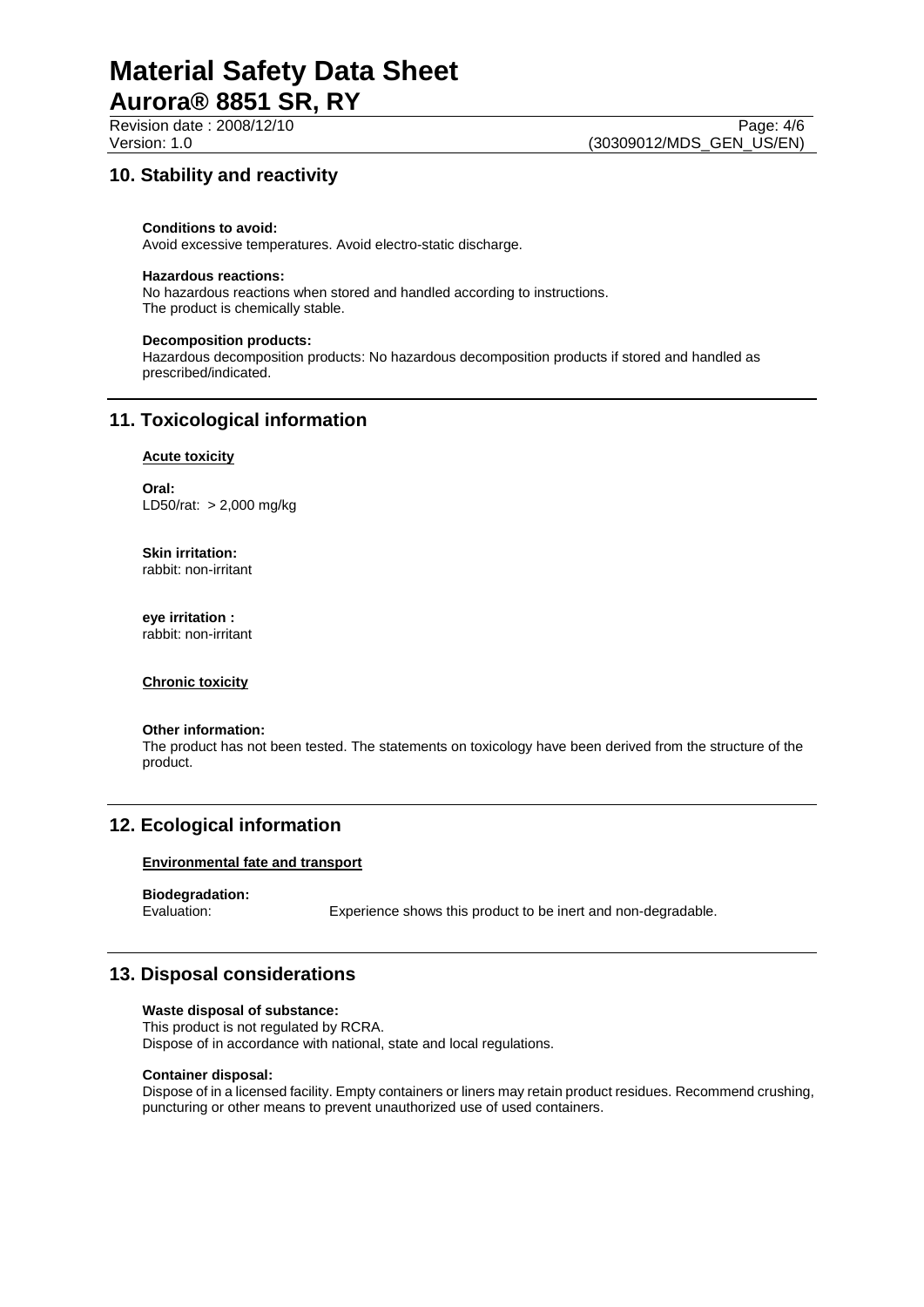## 10. Stability and reactivity

**Conditions to avoid:**
Avoid excessive temperatures. Avoid electro-static discharge.

**Hazardous reactions:**
No hazardous reactions when stored and handled according to instructions.
The product is chemically stable.

**Decomposition products:**
Hazardous decomposition products: No hazardous decomposition products if stored and handled as prescribed/indicated.

## 11. Toxicological information

**Acute toxicity**

**Oral:**
LD50/rat: > 2,000 mg/kg

**Skin irritation:**
rabbit: non-irritant

**eye irritation :**
rabbit: non-irritant

**Chronic toxicity**

**Other information:**
The product has not been tested. The statements on toxicology have been derived from the structure of the product.

## 12. Ecological information

**Environmental fate and transport**

**Biodegradation:**
Evaluation: Experience shows this product to be inert and non-degradable.

## 13. Disposal considerations

**Waste disposal of substance:**
This product is not regulated by RCRA.
Dispose of in accordance with national, state and local regulations.

**Container disposal:**
Dispose of in a licensed facility. Empty containers or liners may retain product residues. Recommend crushing, puncturing or other means to prevent unauthorized use of used containers.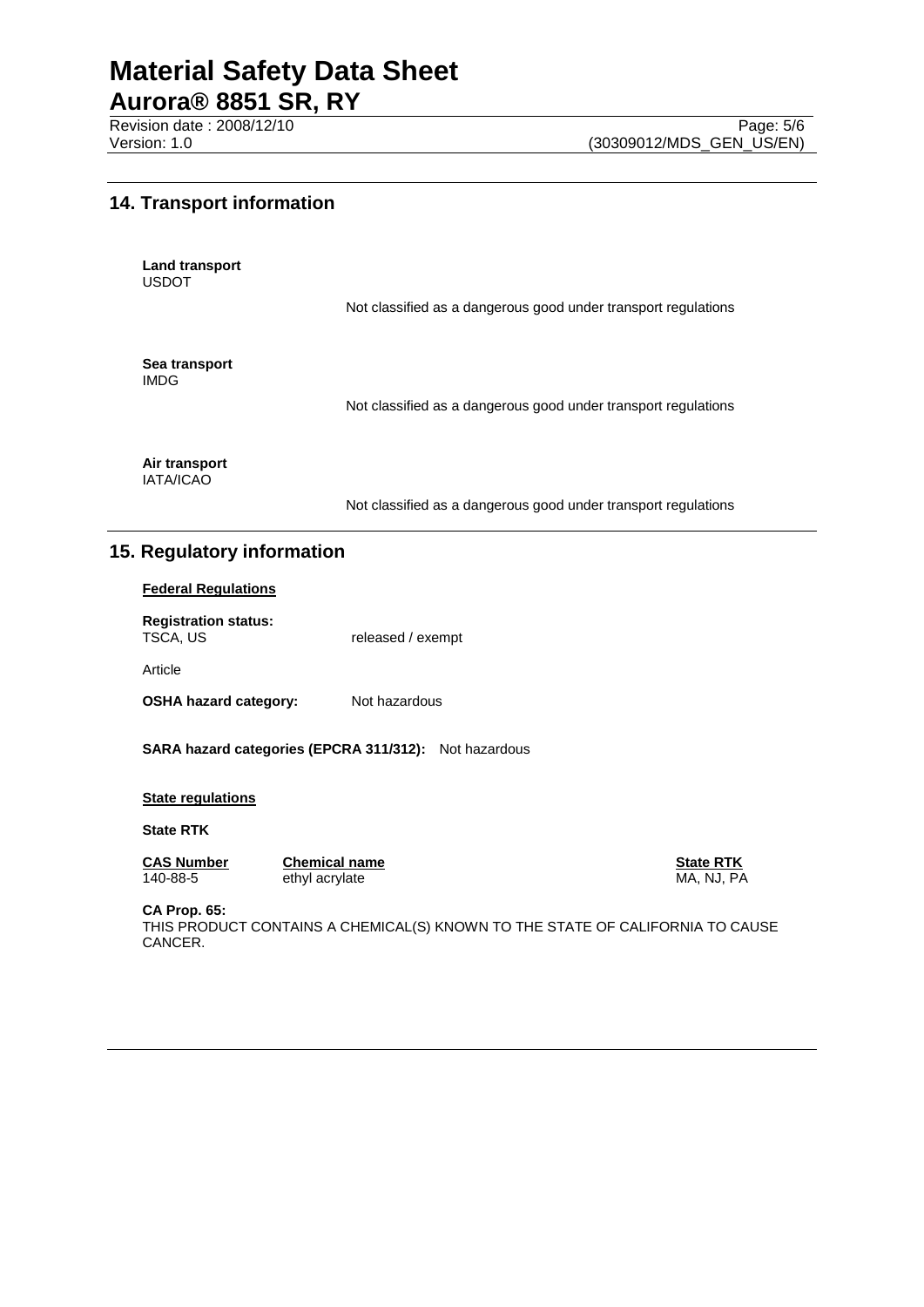## 14. Transport information

**Land transport**
USDOT

Not classified as a dangerous good under transport regulations

**Sea transport**
IMDG

Not classified as a dangerous good under transport regulations

**Air transport**
IATA/ICAO

Not classified as a dangerous good under transport regulations

## 15. Regulatory information

**Federal Regulations**

**Registration status:**
TSCA, US released / exempt

Article

**OSHA hazard category:** Not hazardous

**SARA hazard categories (EPCRA 311/312):** Not hazardous

**State regulations**

**State RTK**

| CAS Number | Chemical name | State RTK |
|---|---|---|
| 140-88-5 | ethyl acrylate | MA, NJ, PA |

**CA Prop. 65:**
THIS PRODUCT CONTAINS A CHEMICAL(S) KNOWN TO THE STATE OF CALIFORNIA TO CAUSE CANCER.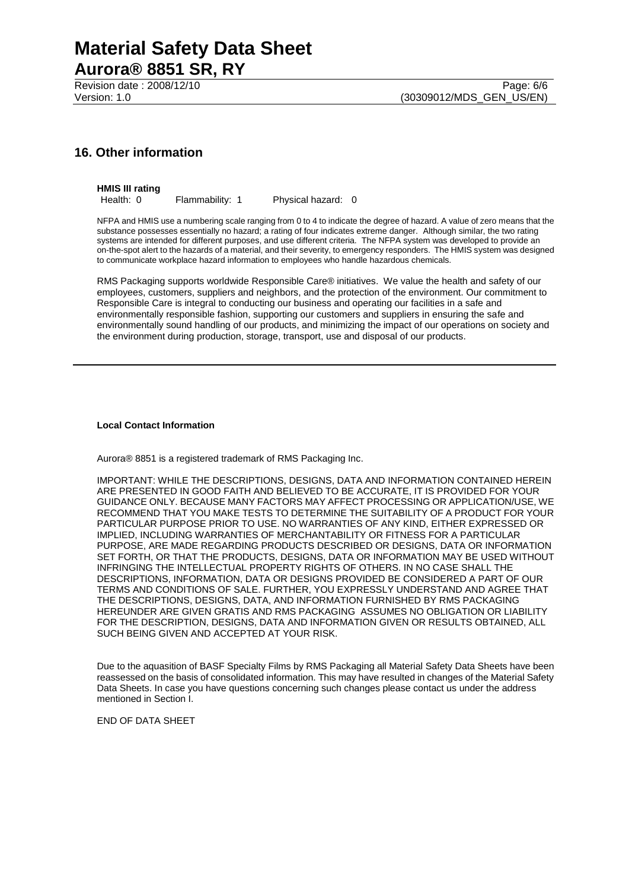## 16. Other information

**HMIS III rating**

Health: 0 Flammability: 1 Physical hazard: 0

NFPA and HMIS use a numbering scale ranging from 0 to 4 to indicate the degree of hazard. A value of zero means that the substance possesses essentially no hazard; a rating of four indicates extreme danger. Although similar, the two rating systems are intended for different purposes, and use different criteria. The NFPA system was developed to provide an on-the-spot alert to the hazards of a material, and their severity, to emergency responders. The HMIS system was designed to communicate workplace hazard information to employees who handle hazardous chemicals.

RMS Packaging supports worldwide Responsible Care® initiatives. We value the health and safety of our employees, customers, suppliers and neighbors, and the protection of the environment. Our commitment to Responsible Care is integral to conducting our business and operating our facilities in a safe and environmentally responsible fashion, supporting our customers and suppliers in ensuring the safe and environmentally sound handling of our products, and minimizing the impact of our operations on society and the environment during production, storage, transport, use and disposal of our products.

---

**Local Contact Information**

Aurora® 8851 is a registered trademark of RMS Packaging Inc.

IMPORTANT: WHILE THE DESCRIPTIONS, DESIGNS, DATA AND INFORMATION CONTAINED HEREIN ARE PRESENTED IN GOOD FAITH AND BELIEVED TO BE ACCURATE, IT IS PROVIDED FOR YOUR GUIDANCE ONLY. BECAUSE MANY FACTORS MAY AFFECT PROCESSING OR APPLICATION/USE, WE RECOMMEND THAT YOU MAKE TESTS TO DETERMINE THE SUITABILITY OF A PRODUCT FOR YOUR PARTICULAR PURPOSE PRIOR TO USE. NO WARRANTIES OF ANY KIND, EITHER EXPRESSED OR IMPLIED, INCLUDING WARRANTIES OF MERCHANTABILITY OR FITNESS FOR A PARTICULAR PURPOSE, ARE MADE REGARDING PRODUCTS DESCRIBED OR DESIGNS, DATA OR INFORMATION SET FORTH, OR THAT THE PRODUCTS, DESIGNS, DATA OR INFORMATION MAY BE USED WITHOUT INFRINGING THE INTELLECTUAL PROPERTY RIGHTS OF OTHERS. IN NO CASE SHALL THE DESCRIPTIONS, INFORMATION, DATA OR DESIGNS PROVIDED BE CONSIDERED A PART OF OUR TERMS AND CONDITIONS OF SALE. FURTHER, YOU EXPRESSLY UNDERSTAND AND AGREE THAT THE DESCRIPTIONS, DESIGNS, DATA, AND INFORMATION FURNISHED BY RMS PACKAGING HEREUNDER ARE GIVEN GRATIS AND RMS PACKAGING ASSUMES NO OBLIGATION OR LIABILITY FOR THE DESCRIPTION, DESIGNS, DATA AND INFORMATION GIVEN OR RESULTS OBTAINED, ALL SUCH BEING GIVEN AND ACCEPTED AT YOUR RISK.

Due to the aquasition of BASF Specialty Films by RMS Packaging all Material Safety Data Sheets have been reassessed on the basis of consolidated information. This may have resulted in changes of the Material Safety Data Sheets. In case you have questions concerning such changes please contact us under the address mentioned in Section I.

END OF DATA SHEET